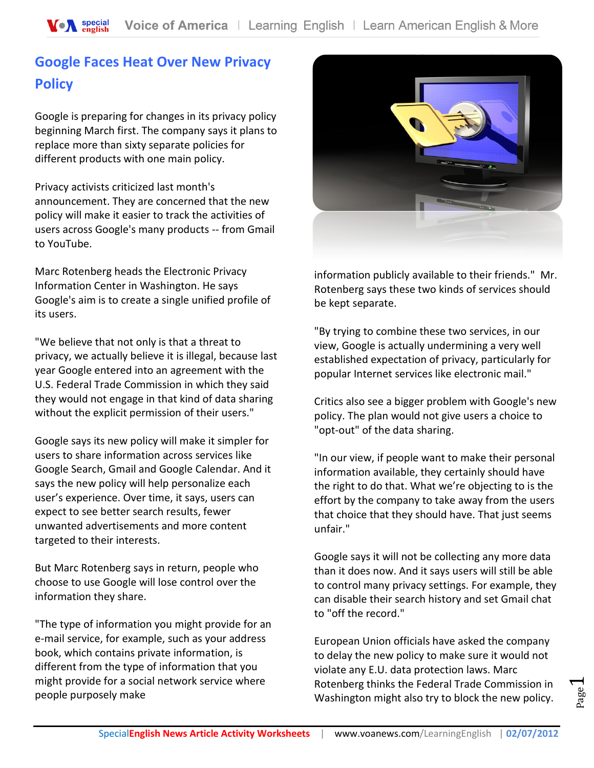# Google Faces Heat Over New Privacy Policy

Google is preparing for changes in its privacy policy beginning March first. The company says it plans to replace more than sixty separate policies for different products with one main policy.

Privacy activists criticized last month's announcement. They are concerned that the new policy will make it easier to track the activities of users across Google's many products -- from Gmail to YouTube.

Marc Rotenberg heads the Electronic Privacy Information Center in Washington. He says Google's aim is to create a single unified profile of its users.

"We believe that not only is that a threat to privacy, we actually believe it is illegal, because last year Google entered into an agreement with the U.S. Federal Trade Commission in which they said they would not engage in that kind of data sharing without the explicit permission of their users."

Google says its new policy will make it simpler for users to share information across services like Google Search, Gmail and Google Calendar. And it says the new policy will help personalize each user's experience. Over time, it says, users can expect to see better search results, fewer unwanted advertisements and more content targeted to their interests.

But Marc Rotenberg says in return, people who choose to use Google will lose control over the information they share.

"The type of information you might provide for an e-mail service, for example, such as your address book, which contains private information, is different from the type of information that you might provide for a social network service where people purposely make information publicly available to their friends." Mr. Rotenberg says these two kinds of services should be kept separate.

"By trying to combine these two services, in our view, Google is actually undermining a very well established expectation of privacy, particularly for popular Internet services like electronic mail."

Critics also see a bigger problem with Google's new policy. The plan would not give users a choice to "opt-out" of the data sharing.

"In our view, if people want to make their personal information available, they certainly should have the right to do that. What we're objecting to is the effort by the company to take away from the users that choice that they should have. That just seems unfair."

Google says it will not be collecting any more data than it does now. And it says users will still be able to control many privacy settings. For example, they can disable their search history and set Gmail chat to "off the record."

European Union officials have asked the company to delay the new policy to make sure it would not violate any E.U. data protection laws. Marc Rotenberg thinks the Federal Trade Commission in Washington might also try to block the new policy.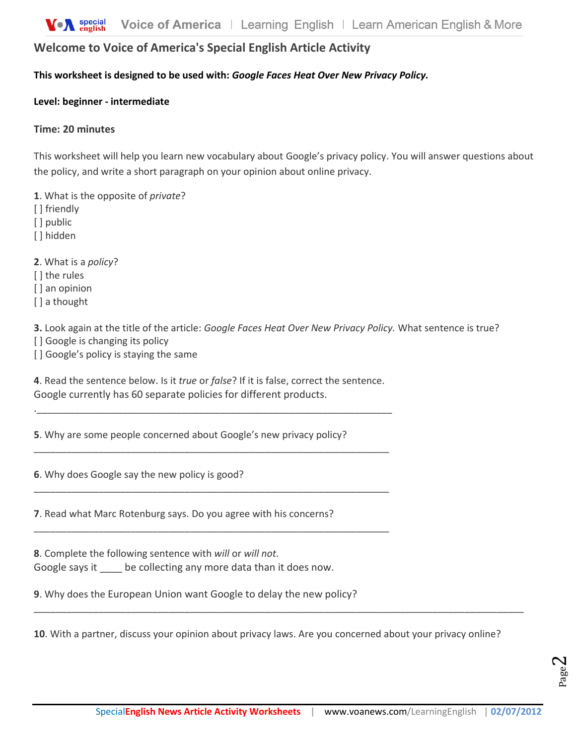## Welcome to Voice of America's Special English Article Activity

**This worksheet is designed to be used with: *Google Faces Heat Over New Privacy Policy.***

**Level: beginner - intermediate**

**Time: 20 minutes**

This worksheet will help you learn new vocabulary about Google's privacy policy. You will answer questions about the policy, and write a short paragraph on your opinion about online privacy.

**1**. What is the opposite of *private*?
[ ] friendly
[ ] public
[ ] hidden

**2**. What is a *policy*?
[ ] the rules
[ ] an opinion
[ ] a thought

**3.** Look again at the title of the article: *Google Faces Heat Over New Privacy Policy.* What sentence is true?
[ ] Google is changing its policy
[ ] Google's policy is staying the same

**4**. Read the sentence below. Is it *true* or *false*? If it is false, correct the sentence.
Google currently has 60 separate policies for different products.

.____________________________________________________________________

**5**. Why are some people concerned about Google's new privacy policy?

____________________________________________________________________

**6**. Why does Google say the new policy is good?

____________________________________________________________________

**7**. Read what Marc Rotenburg says. Do you agree with his concerns?

____________________________________________________________________

**8**. Complete the following sentence with *will* or *will not*.
Google says it ____ be collecting any more data than it does now.

**9**. Why does the European Union want Google to delay the new policy?

______________________________________________________________________________________________

**10**. With a partner, discuss your opinion about privacy laws. Are you concerned about your privacy online?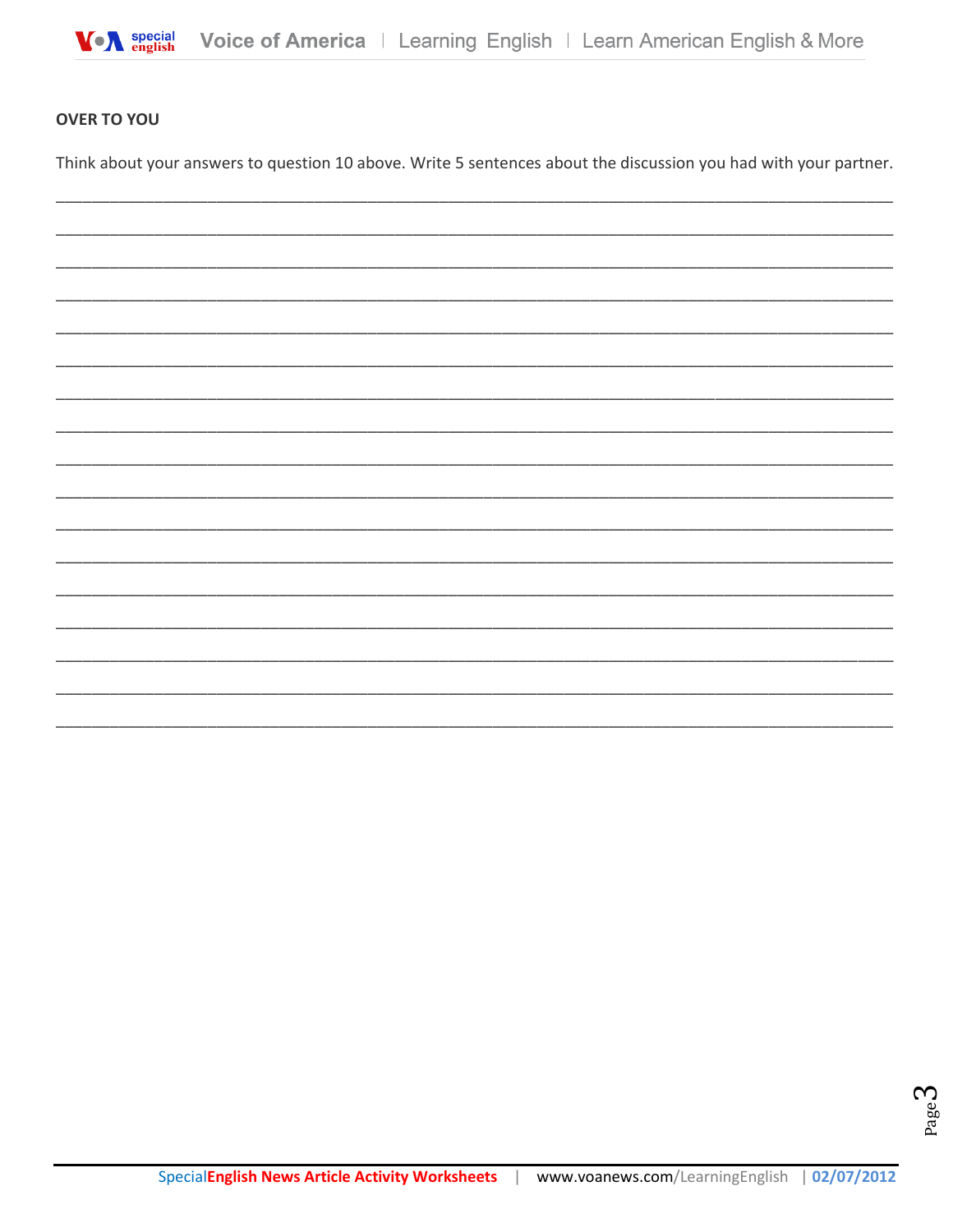**OVER TO YOU**

Think about your answers to question 10 above. Write 5 sentences about the discussion you had with your partner.

_______________________________________________________________________________________________

_______________________________________________________________________________________________

_______________________________________________________________________________________________

_______________________________________________________________________________________________

_______________________________________________________________________________________________

_______________________________________________________________________________________________

_______________________________________________________________________________________________

_______________________________________________________________________________________________

_______________________________________________________________________________________________

_______________________________________________________________________________________________

_______________________________________________________________________________________________

_______________________________________________________________________________________________

_______________________________________________________________________________________________

_______________________________________________________________________________________________

_______________________________________________________________________________________________

_______________________________________________________________________________________________

_______________________________________________________________________________________________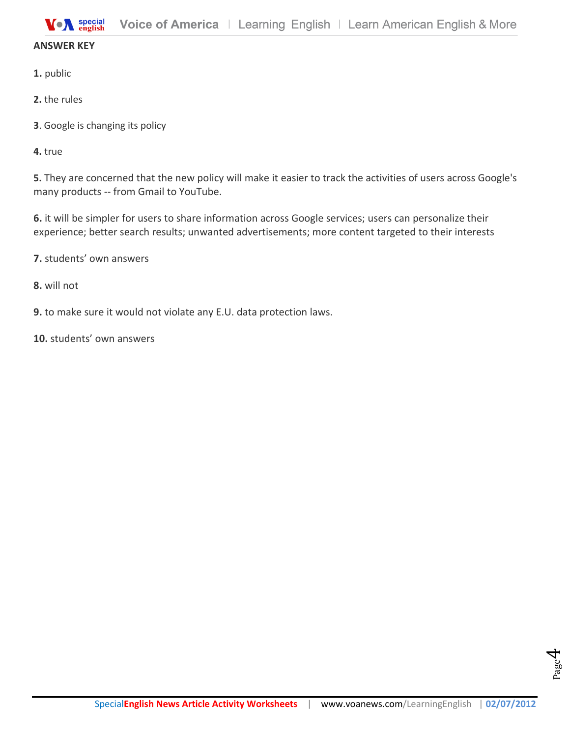**ANSWER KEY**

**1.** public

**2.** the rules

**3**. Google is changing its policy

**4.** true

**5.** They are concerned that the new policy will make it easier to track the activities of users across Google's many products -- from Gmail to YouTube.

**6.** it will be simpler for users to share information across Google services; users can personalize their experience; better search results; unwanted advertisements; more content targeted to their interests

**7.** students' own answers

**8.** will not

**9.** to make sure it would not violate any E.U. data protection laws.

**10.** students' own answers